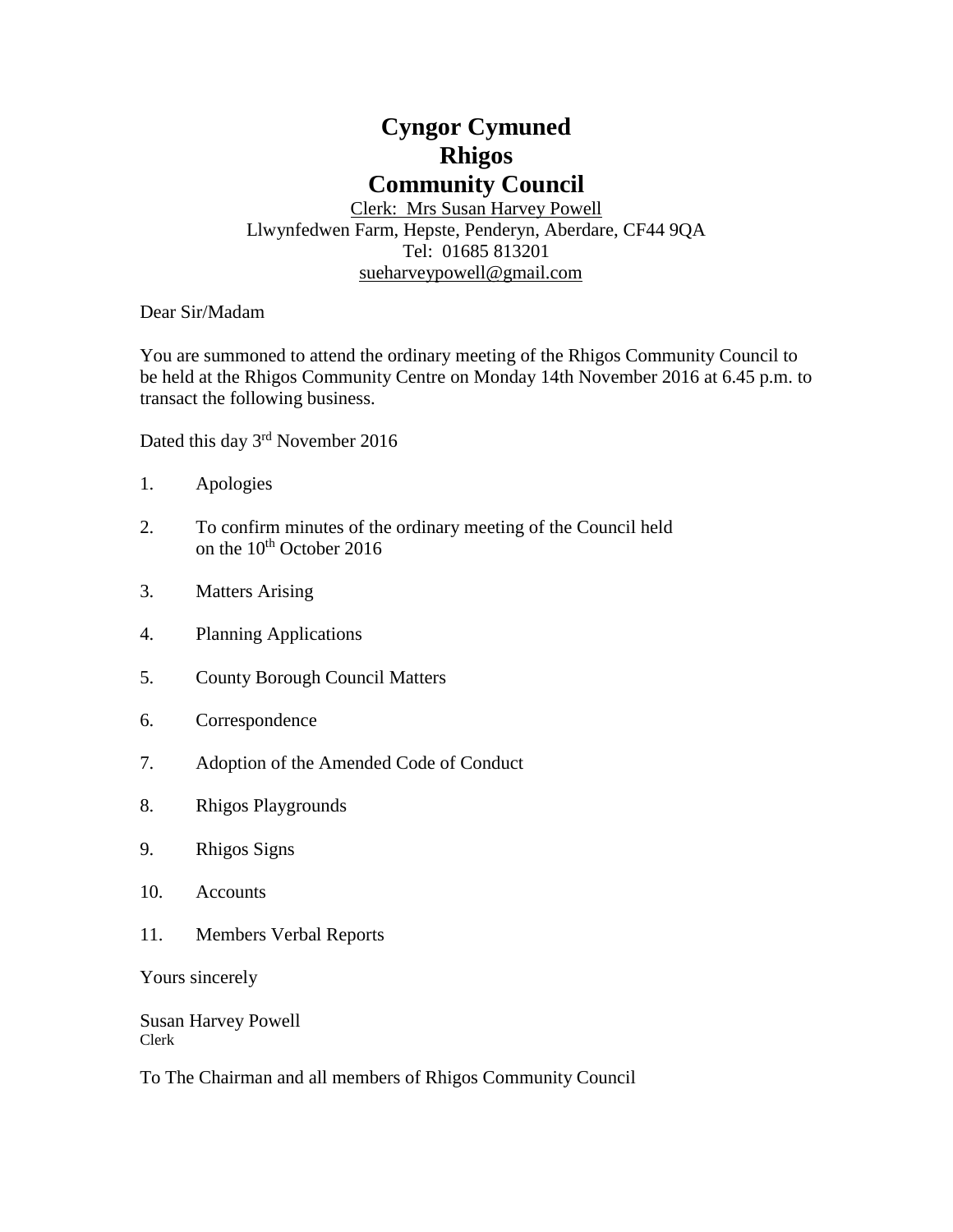# Cyngor Cymuned
# Rhigos
# Community Council

Clerk: Mrs Susan Harvey Powell
Llwynfedwen Farm, Hepste, Penderyn, Aberdare, CF44 9QA
Tel: 01685 813201
sueharveypowell@gmail.com

Dear Sir/Madam

You are summoned to attend the ordinary meeting of the Rhigos Community Council to be held at the Rhigos Community Centre on Monday 14th November 2016 at 6.45 p.m. to transact the following business.

Dated this day 3rd November 2016

1. Apologies
2. To confirm minutes of the ordinary meeting of the Council held on the 10th October 2016
3. Matters Arising
4. Planning Applications
5. County Borough Council Matters
6. Correspondence
7. Adoption of the Amended Code of Conduct
8. Rhigos Playgrounds
9. Rhigos Signs
10. Accounts
11. Members Verbal Reports

Yours sincerely

Susan Harvey Powell
Clerk

To The Chairman and all members of Rhigos Community Council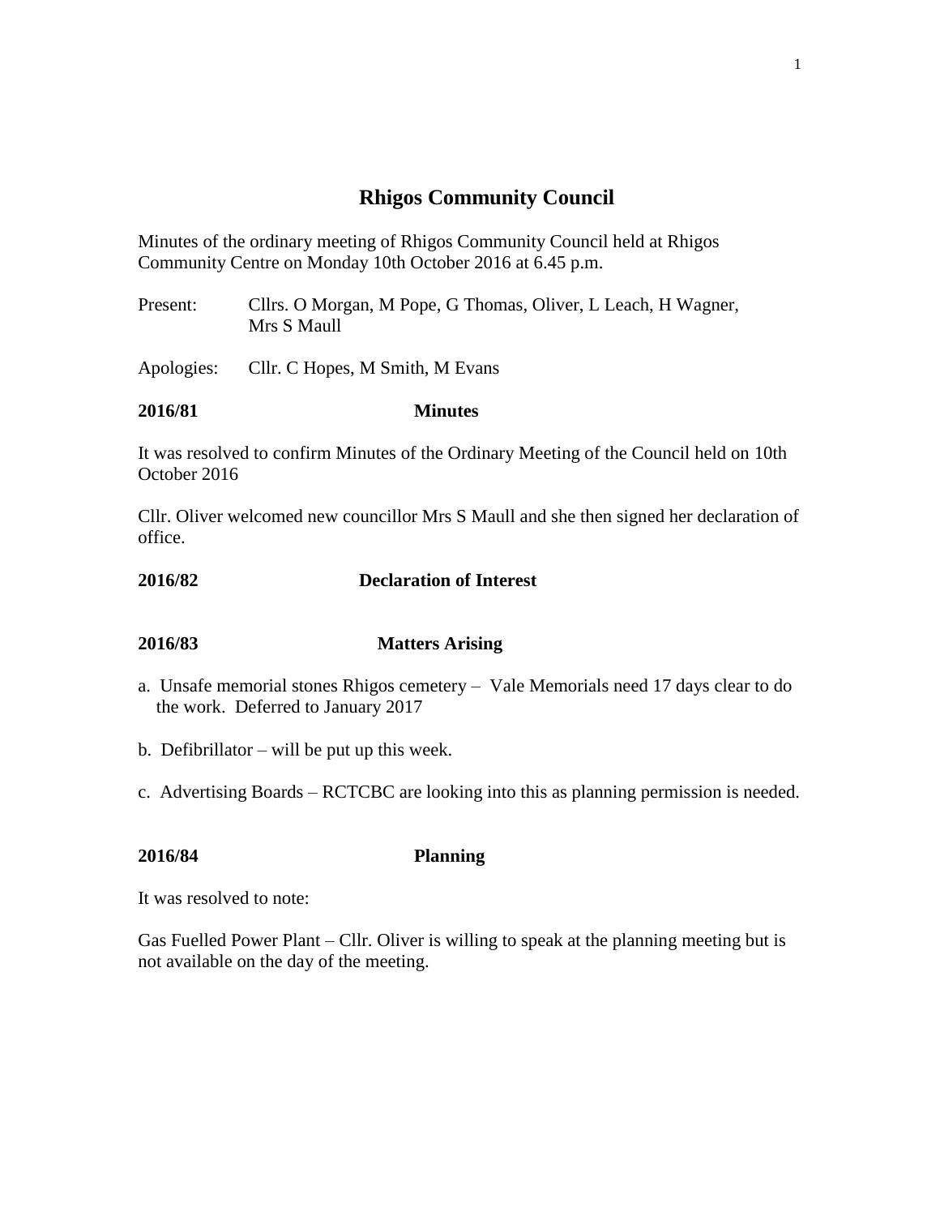# Rhigos Community Council

Minutes of the ordinary meeting of Rhigos Community Council held at Rhigos Community Centre on Monday 10th October 2016 at 6.45 p.m.

Present: Cllrs. O Morgan, M Pope, G Thomas, Oliver, L Leach, H Wagner, Mrs S Maull

Apologies: Cllr. C Hopes, M Smith, M Evans

**2016/81 Minutes**

It was resolved to confirm Minutes of the Ordinary Meeting of the Council held on 10th October 2016

Cllr. Oliver welcomed new councillor Mrs S Maull and she then signed her declaration of office.

**2016/82 Declaration of Interest**

**2016/83 Matters Arising**

a. Unsafe memorial stones Rhigos cemetery – Vale Memorials need 17 days clear to do the work. Deferred to January 2017

b. Defibrillator – will be put up this week.

c. Advertising Boards – RCTCBC are looking into this as planning permission is needed.

**2016/84 Planning**

It was resolved to note:

Gas Fuelled Power Plant – Cllr. Oliver is willing to speak at the planning meeting but is not available on the day of the meeting.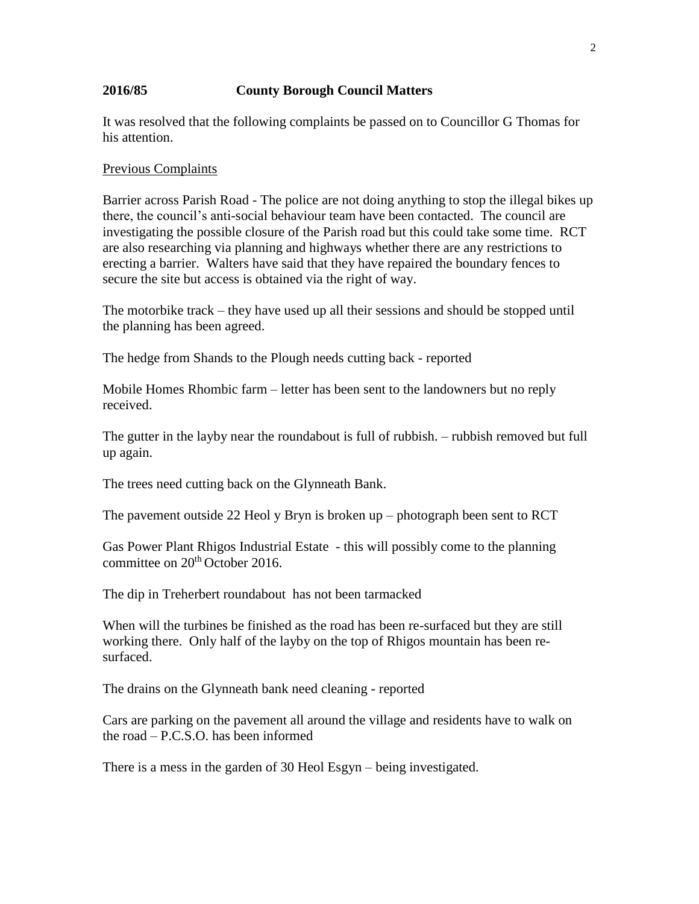**2016/85 County Borough Council Matters**

It was resolved that the following complaints be passed on to Councillor G Thomas for his attention.

Previous Complaints

Barrier across Parish Road - The police are not doing anything to stop the illegal bikes up there, the council's anti-social behaviour team have been contacted. The council are investigating the possible closure of the Parish road but this could take some time. RCT are also researching via planning and highways whether there are any restrictions to erecting a barrier. Walters have said that they have repaired the boundary fences to secure the site but access is obtained via the right of way.

The motorbike track – they have used up all their sessions and should be stopped until the planning has been agreed.

The hedge from Shands to the Plough needs cutting back - reported

Mobile Homes Rhombic farm – letter has been sent to the landowners but no reply received.

The gutter in the layby near the roundabout is full of rubbish. – rubbish removed but full up again.

The trees need cutting back on the Glynneath Bank.

The pavement outside 22 Heol y Bryn is broken up – photograph been sent to RCT

Gas Power Plant Rhigos Industrial Estate - this will possibly come to the planning committee on 20th October 2016.

The dip in Treherbert roundabout has not been tarmacked

When will the turbines be finished as the road has been re-surfaced but they are still working there. Only half of the layby on the top of Rhigos mountain has been re-surfaced.

The drains on the Glynneath bank need cleaning - reported

Cars are parking on the pavement all around the village and residents have to walk on the road – P.C.S.O. has been informed

There is a mess in the garden of 30 Heol Esgyn – being investigated.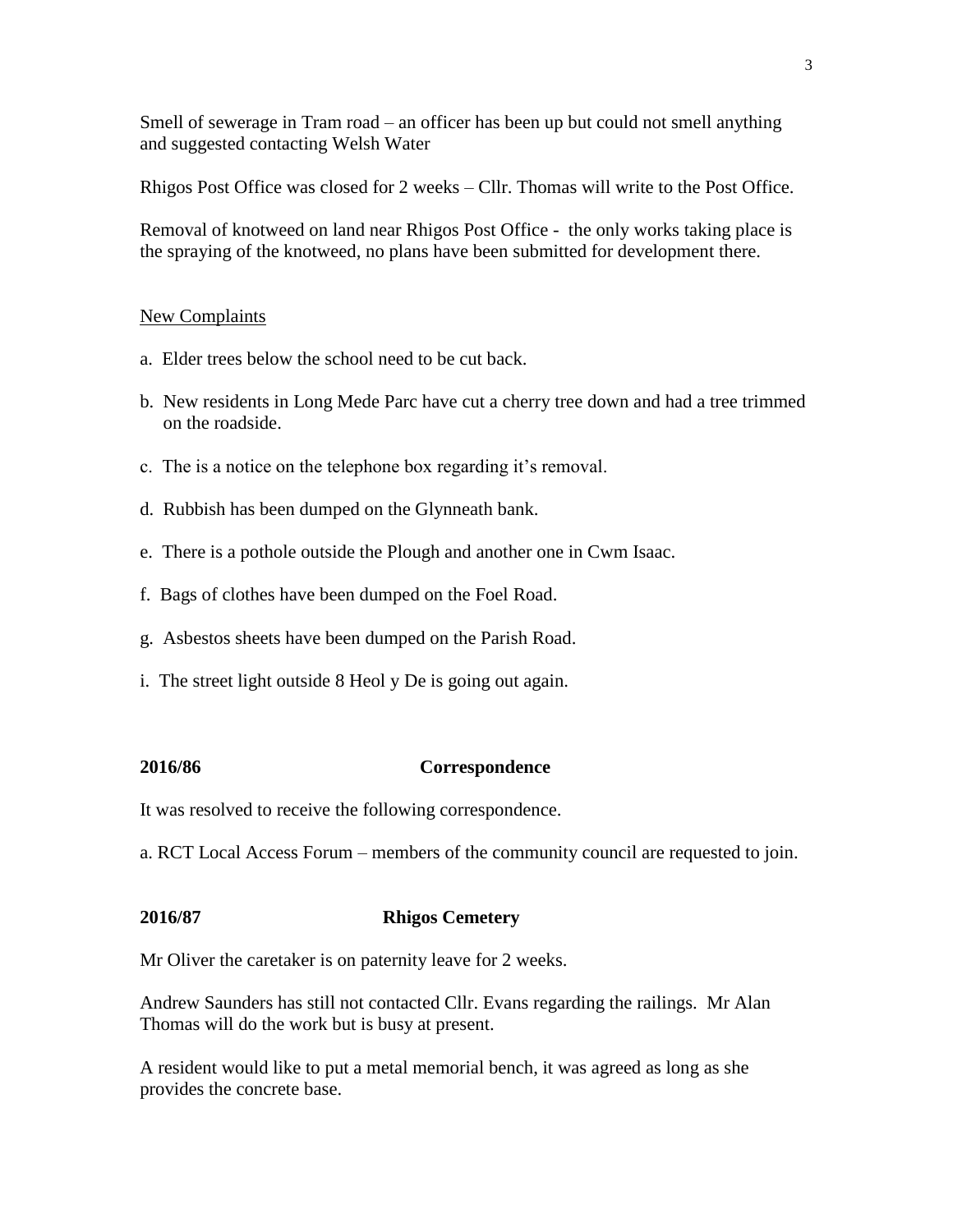Smell of sewerage in Tram road – an officer has been up but could not smell anything and suggested contacting Welsh Water

Rhigos Post Office was closed for 2 weeks – Cllr. Thomas will write to the Post Office.

Removal of knotweed on land near Rhigos Post Office - the only works taking place is the spraying of the knotweed, no plans have been submitted for development there.

New Complaints

a. Elder trees below the school need to be cut back.

b. New residents in Long Mede Parc have cut a cherry tree down and had a tree trimmed on the roadside.

c. The is a notice on the telephone box regarding it's removal.

d. Rubbish has been dumped on the Glynneath bank.

e. There is a pothole outside the Plough and another one in Cwm Isaac.

f. Bags of clothes have been dumped on the Foel Road.

g. Asbestos sheets have been dumped on the Parish Road.

i. The street light outside 8 Heol y De is going out again.

**2016/86 Correspondence**

It was resolved to receive the following correspondence.

a. RCT Local Access Forum – members of the community council are requested to join.

**2016/87 Rhigos Cemetery**

Mr Oliver the caretaker is on paternity leave for 2 weeks.

Andrew Saunders has still not contacted Cllr. Evans regarding the railings. Mr Alan Thomas will do the work but is busy at present.

A resident would like to put a metal memorial bench, it was agreed as long as she provides the concrete base.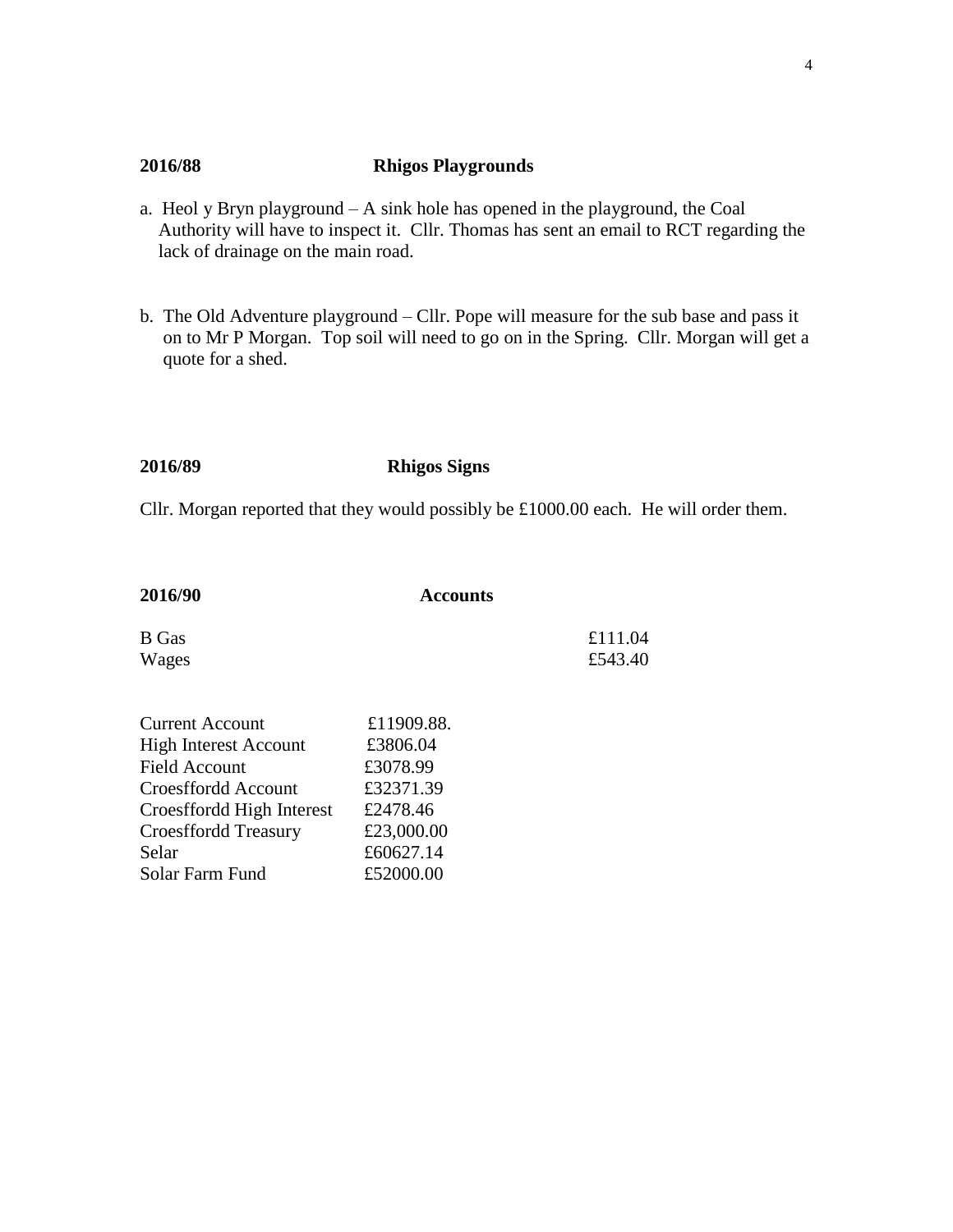**2016/88 Rhigos Playgrounds**

a. Heol y Bryn playground – A sink hole has opened in the playground, the Coal Authority will have to inspect it. Cllr. Thomas has sent an email to RCT regarding the lack of drainage on the main road.

b. The Old Adventure playground – Cllr. Pope will measure for the sub base and pass it on to Mr P Morgan. Top soil will need to go on in the Spring. Cllr. Morgan will get a quote for a shed.

**2016/89 Rhigos Signs**

Cllr. Morgan reported that they would possibly be £1000.00 each. He will order them.

**2016/90 Accounts**

| | |
|---|---|
| B Gas | £111.04 |
| Wages | £543.40 |

| | |
|---|---|
| Current Account | £11909.88. |
| High Interest Account | £3806.04 |
| Field Account | £3078.99 |
| Croesffordd Account | £32371.39 |
| Croesffordd High Interest | £2478.46 |
| Croesffordd Treasury | £23,000.00 |
| Selar | £60627.14 |
| Solar Farm Fund | £52000.00 |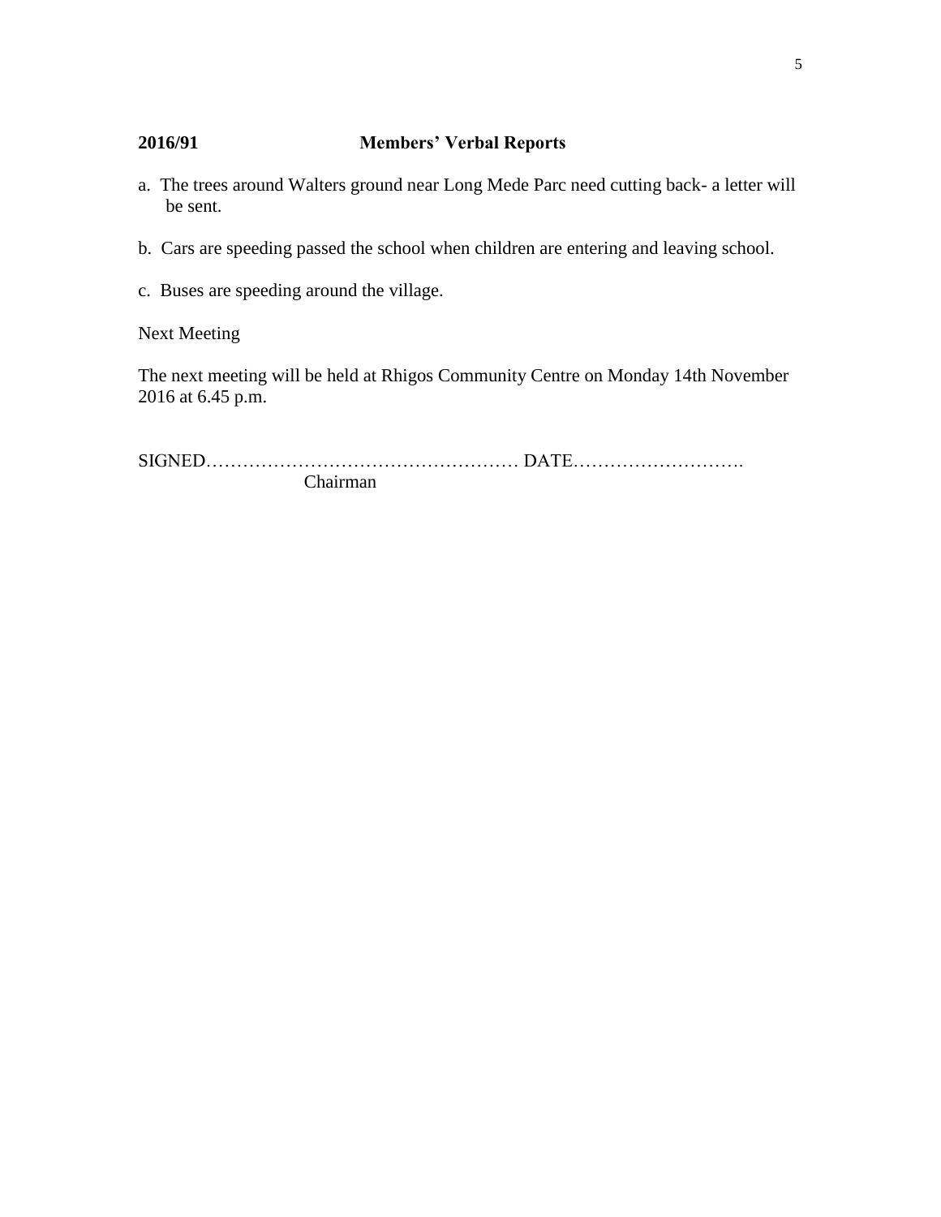**2016/91 Members' Verbal Reports**

a. The trees around Walters ground near Long Mede Parc need cutting back- a letter will be sent.

b. Cars are speeding passed the school when children are entering and leaving school.

c. Buses are speeding around the village.

Next Meeting

The next meeting will be held at Rhigos Community Centre on Monday 14th November 2016 at 6.45 p.m.

SIGNED…………………………………………… DATE……………………….
Chairman